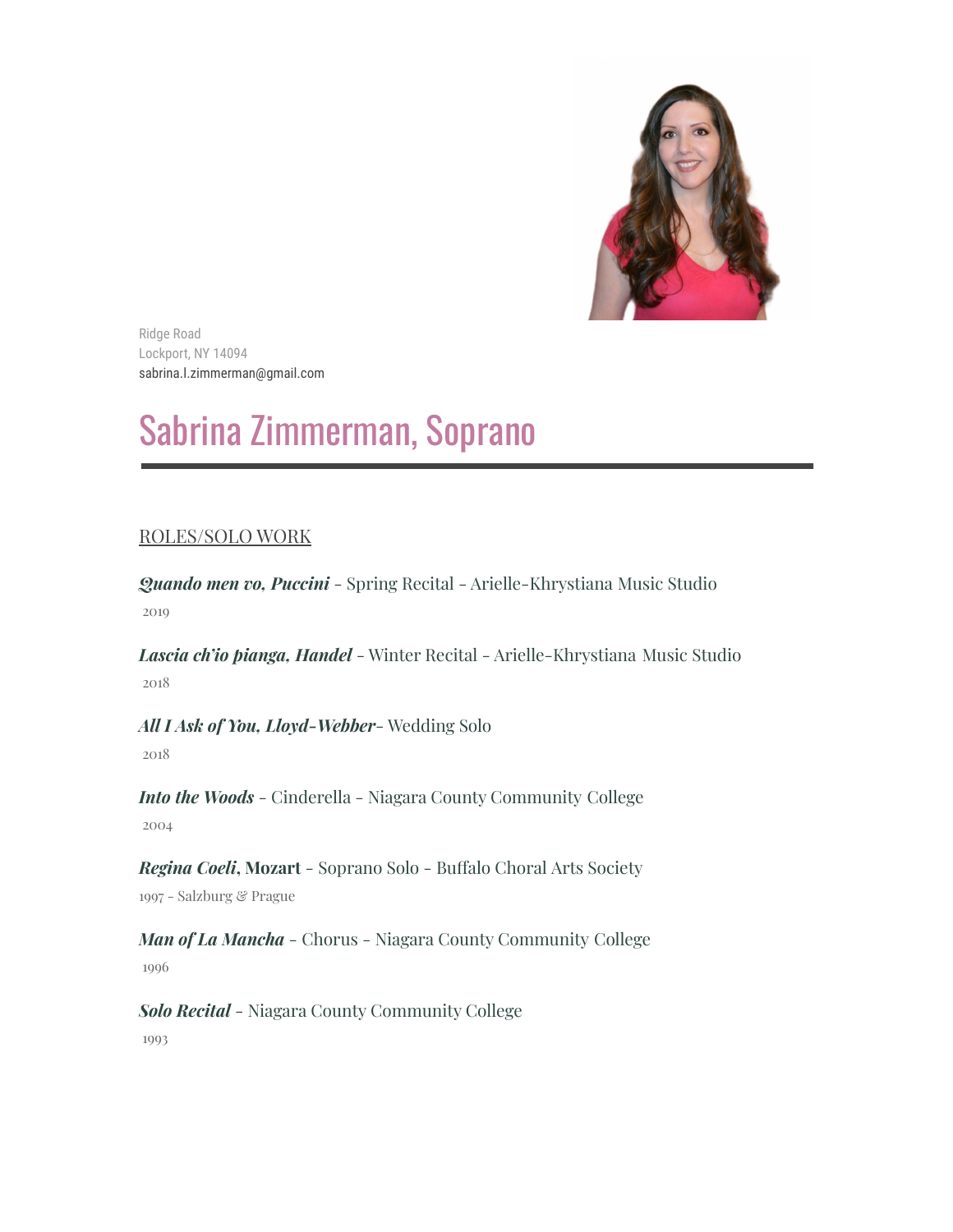Ridge Road
Lockport, NY 14094
sabrina.l.zimmerman@gmail.com

# Sabrina Zimmerman, Soprano

## ROLES/SOLO WORK

***Quando men vo, Puccini*** - Spring Recital - Arielle-Khrystiana Music Studio
2019

***Lascia ch'io pianga, Handel*** - Winter Recital - Arielle-Khrystiana Music Studio
2018

***All I Ask of You, Lloyd-Webber***- Wedding Solo
2018

***Into the Woods*** - Cinderella - Niagara County Community College
2004

***Regina Coeli*, Mozart** - Soprano Solo - Buffalo Choral Arts Society
1997 - Salzburg & Prague

***Man of La Mancha*** - Chorus - Niagara County Community College
1996

***Solo Recital*** - Niagara County Community College
1993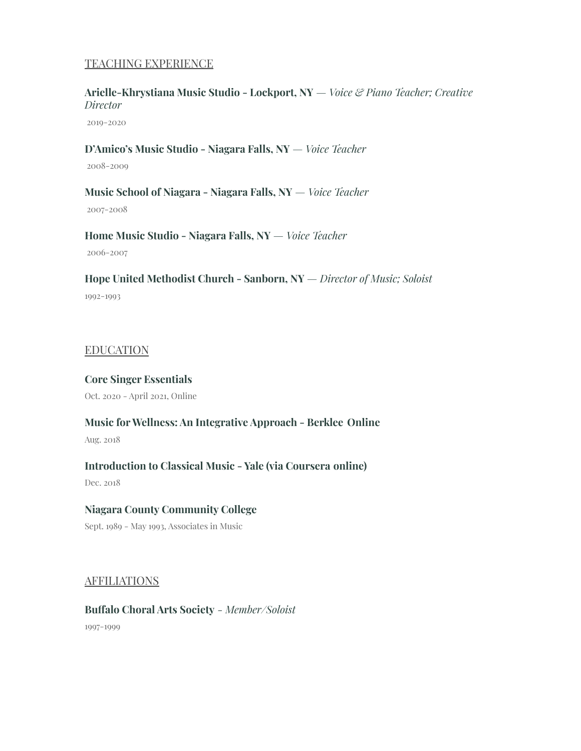## TEACHING EXPERIENCE

**Arielle-Khrystiana Music Studio - Lockport, NY** — *Voice & Piano Teacher; Creative Director*

2019-2020

**D'Amico's Music Studio - Niagara Falls, NY** — *Voice Teacher*

2008-2009

**Music School of Niagara - Niagara Falls, NY** — *Voice Teacher*

2007-2008

**Home Music Studio - Niagara Falls, NY** — *Voice Teacher*

2006-2007

**Hope United Methodist Church - Sanborn, NY** — *Director of Music; Soloist*

1992-1993

## EDUCATION

**Core Singer Essentials**

Oct. 2020 - April 2021, Online

**Music for Wellness: An Integrative Approach - Berklee Online**

Aug. 2018

**Introduction to Classical Music - Yale (via Coursera online)**

Dec. 2018

**Niagara County Community College**

Sept. 1989 - May 1993, Associates in Music

## AFFILIATIONS

**Buffalo Choral Arts Society** - *Member/Soloist*

1997-1999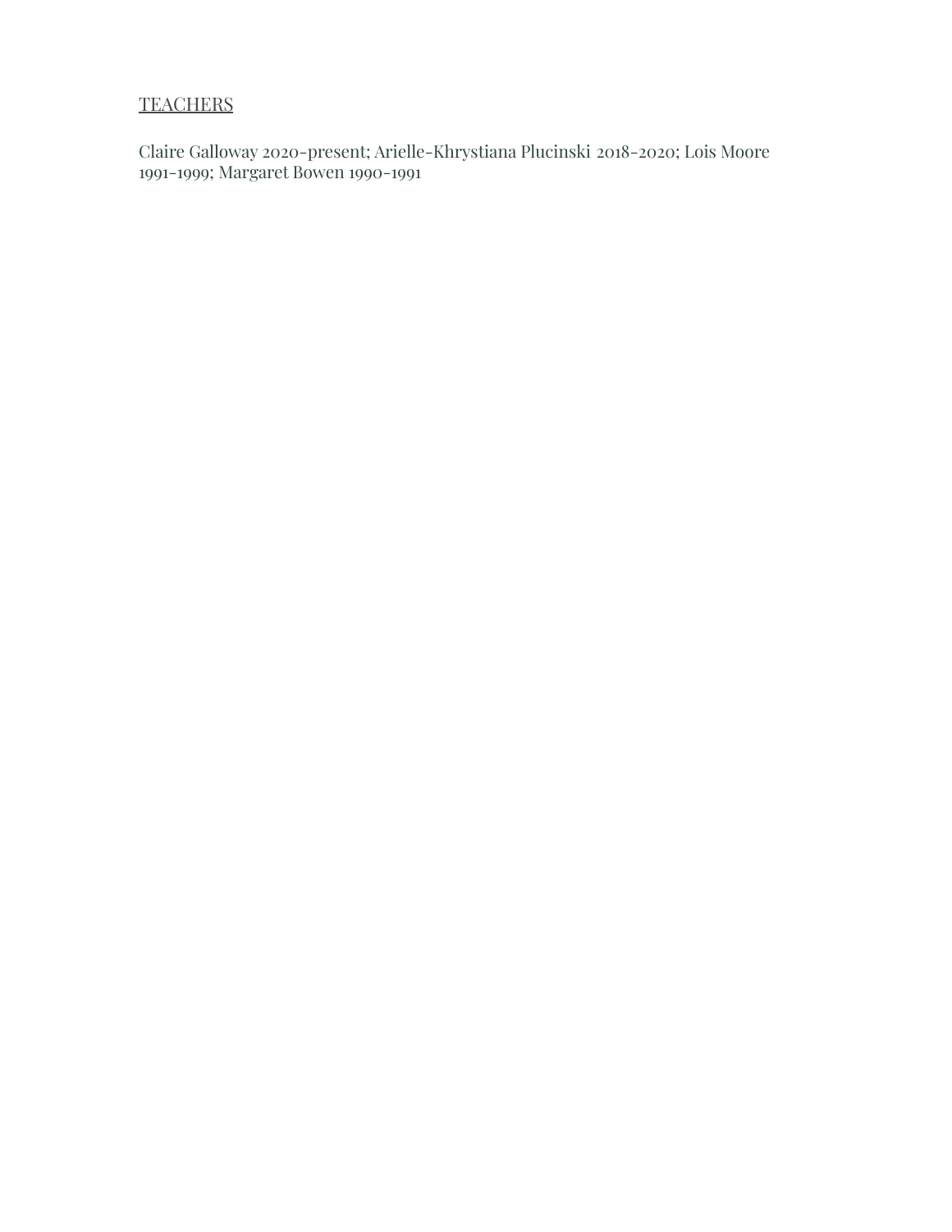## TEACHERS

Claire Galloway 2020-present; Arielle-Khrystiana Plucinski 2018-2020; Lois Moore 1991-1999; Margaret Bowen 1990-1991